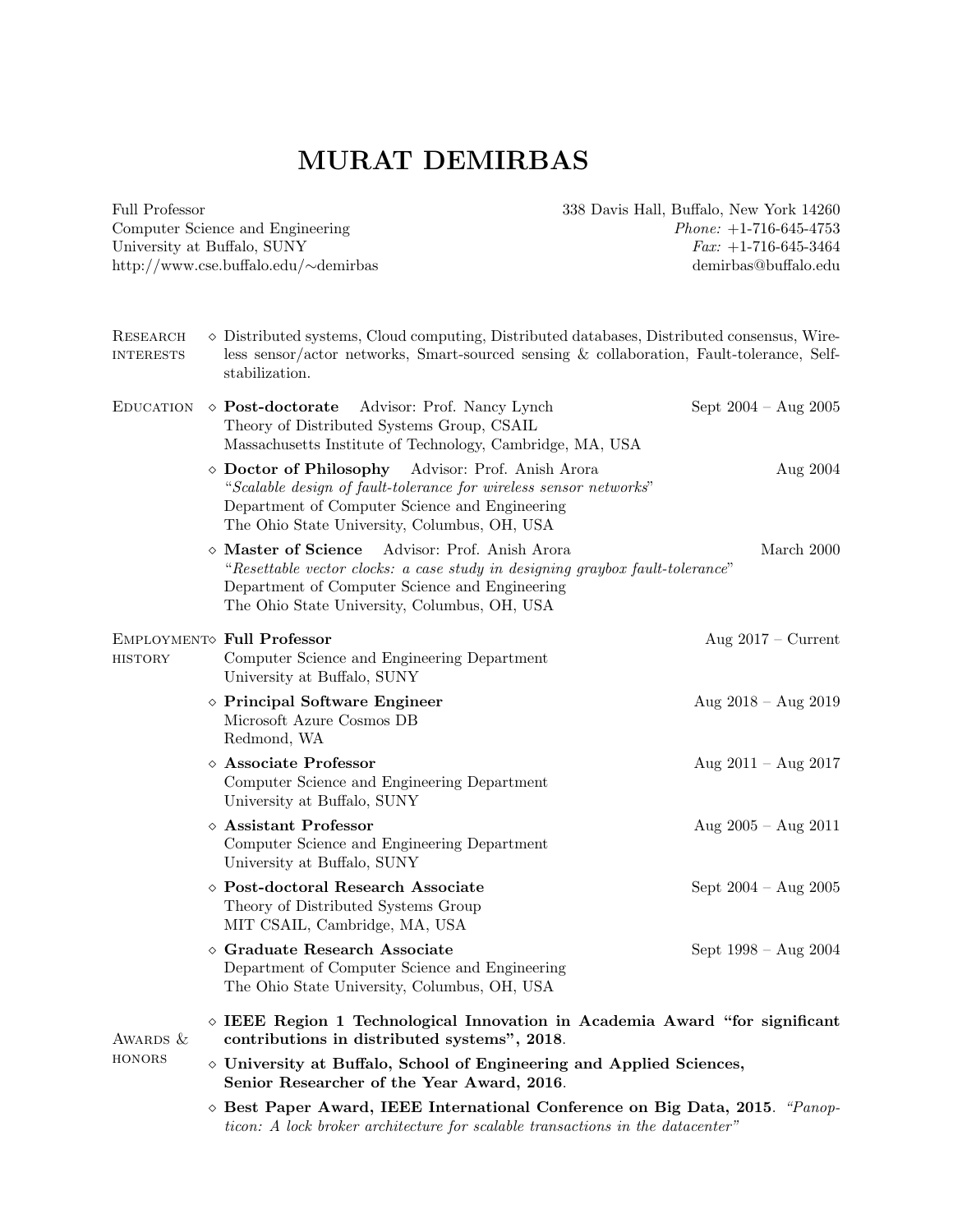# MURAT DEMIRBAS

Full Professor
Computer Science and Engineering
University at Buffalo, SUNY
http://www.cse.buffalo.edu/∼demirbas

338 Davis Hall, Buffalo, New York 14260
*Phone:* +1-716-645-4753
*Fax:* +1-716-645-3464
demirbas@buffalo.edu

## Research interests

- Distributed systems, Cloud computing, Distributed databases, Distributed consensus, Wireless sensor/actor networks, Smart-sourced sensing & collaboration, Fault-tolerance, Self-stabilization.

## Education

- **Post-doctorate** Advisor: Prof. Nancy Lynch — Sept 2004 – Aug 2005
  Theory of Distributed Systems Group, CSAIL
  Massachusetts Institute of Technology, Cambridge, MA, USA
- **Doctor of Philosophy** Advisor: Prof. Anish Arora — Aug 2004
  "*Scalable design of fault-tolerance for wireless sensor networks*"
  Department of Computer Science and Engineering
  The Ohio State University, Columbus, OH, USA
- **Master of Science** Advisor: Prof. Anish Arora — March 2000
  "*Resettable vector clocks: a case study in designing graybox fault-tolerance*"
  Department of Computer Science and Engineering
  The Ohio State University, Columbus, OH, USA

## Employment history

- **Full Professor** — Aug 2017 – Current
  Computer Science and Engineering Department
  University at Buffalo, SUNY
- **Principal Software Engineer** — Aug 2018 – Aug 2019
  Microsoft Azure Cosmos DB
  Redmond, WA
- **Associate Professor** — Aug 2011 – Aug 2017
  Computer Science and Engineering Department
  University at Buffalo, SUNY
- **Assistant Professor** — Aug 2005 – Aug 2011
  Computer Science and Engineering Department
  University at Buffalo, SUNY
- **Post-doctoral Research Associate** — Sept 2004 – Aug 2005
  Theory of Distributed Systems Group
  MIT CSAIL, Cambridge, MA, USA
- **Graduate Research Associate** — Sept 1998 – Aug 2004
  Department of Computer Science and Engineering
  The Ohio State University, Columbus, OH, USA

## Awards & honors

- **IEEE Region 1 Technological Innovation in Academia Award "for significant contributions in distributed systems", 2018**.
- **University at Buffalo, School of Engineering and Applied Sciences, Senior Researcher of the Year Award, 2016**.
- **Best Paper Award, IEEE International Conference on Big Data, 2015**. *"Panopticon: A lock broker architecture for scalable transactions in the datacenter"*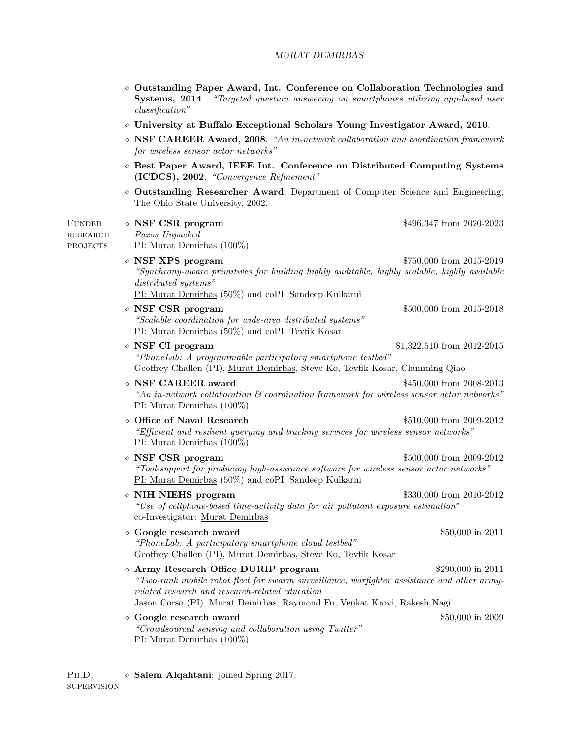- **Outstanding Paper Award, Int. Conference on Collaboration Technologies and Systems, 2014**. *"Targeted question answering on smartphones utilizing app-based user classification"*
- **University at Buffalo Exceptional Scholars Young Investigator Award, 2010**.
- **NSF CAREER Award, 2008**. *"An in-network collaboration and coordination framework for wireless sensor actor networks"*
- **Best Paper Award, IEEE Int. Conference on Distributed Computing Systems (ICDCS), 2002**. *"Convergence Refinement"*
- **Outstanding Researcher Award**, Department of Computer Science and Engineering, The Ohio State University, 2002.

## Funded research projects

- **NSF CSR program** — $496,347 from 2020-2023
  *Paxos Unpacked*
  PI: Murat Demirbas (100%)
- **NSF XPS program** — $750,000 from 2015-2019
  *"Synchrony-aware primitives for building highly auditable, highly scalable, highly available distributed systems"*
  PI: Murat Demirbas (50%) and coPI: Sandeep Kulkarni
- **NSF CSR program** — $500,000 from 2015-2018
  *"Scalable coordination for wide-area distributed systems"*
  PI: Murat Demirbas (50%) and coPI: Tevfik Kosar
- **NSF CI program** — $1,322,510 from 2012-2015
  *"PhoneLab: A programmable participatory smartphone testbed"*
  Geoffrey Challen (PI), Murat Demirbas, Steve Ko, Tevfik Kosar, Chunming Qiao
- **NSF CAREER award** — $450,000 from 2008-2013
  *"An in-network collaboration & coordination framework for wireless sensor actor networks"*
  PI: Murat Demirbas (100%)
- **Office of Naval Research** — $510,000 from 2009-2012
  *"Efficient and resilient querying and tracking services for wireless sensor networks"*
  PI: Murat Demirbas (100%)
- **NSF CSR program** — $500,000 from 2009-2012
  *"Tool-support for producing high-assurance software for wireless sensor actor networks"*
  PI: Murat Demirbas (50%) and coPI: Sandeep Kulkarni
- **NIH NIEHS program** — $330,000 from 2010-2012
  *"Use of cellphone-based time-activity data for air pollutant exposure estimation"*
  co-Investigator: Murat Demirbas
- **Google research award** — $50,000 in 2011
  *"PhoneLab: A participatory smartphone cloud testbed"*
  Geoffrey Challen (PI), Murat Demirbas, Steve Ko, Tevfik Kosar
- **Army Research Office DURIP program** — $290,000 in 2011
  *"Two-rank mobile robot fleet for swarm surveillance, warfighter assistance and other army-related research and research-related education*
  Jason Corso (PI), Murat Demirbas, Raymond Fu, Venkat Krovi, Rakesh Nagi
- **Google research award** — $50,000 in 2009
  *"Crowdsourced sensing and collaboration using Twitter"*
  PI: Murat Demirbas (100%)

## Ph.D. supervision

- **Salem Alqahtani**: joined Spring 2017.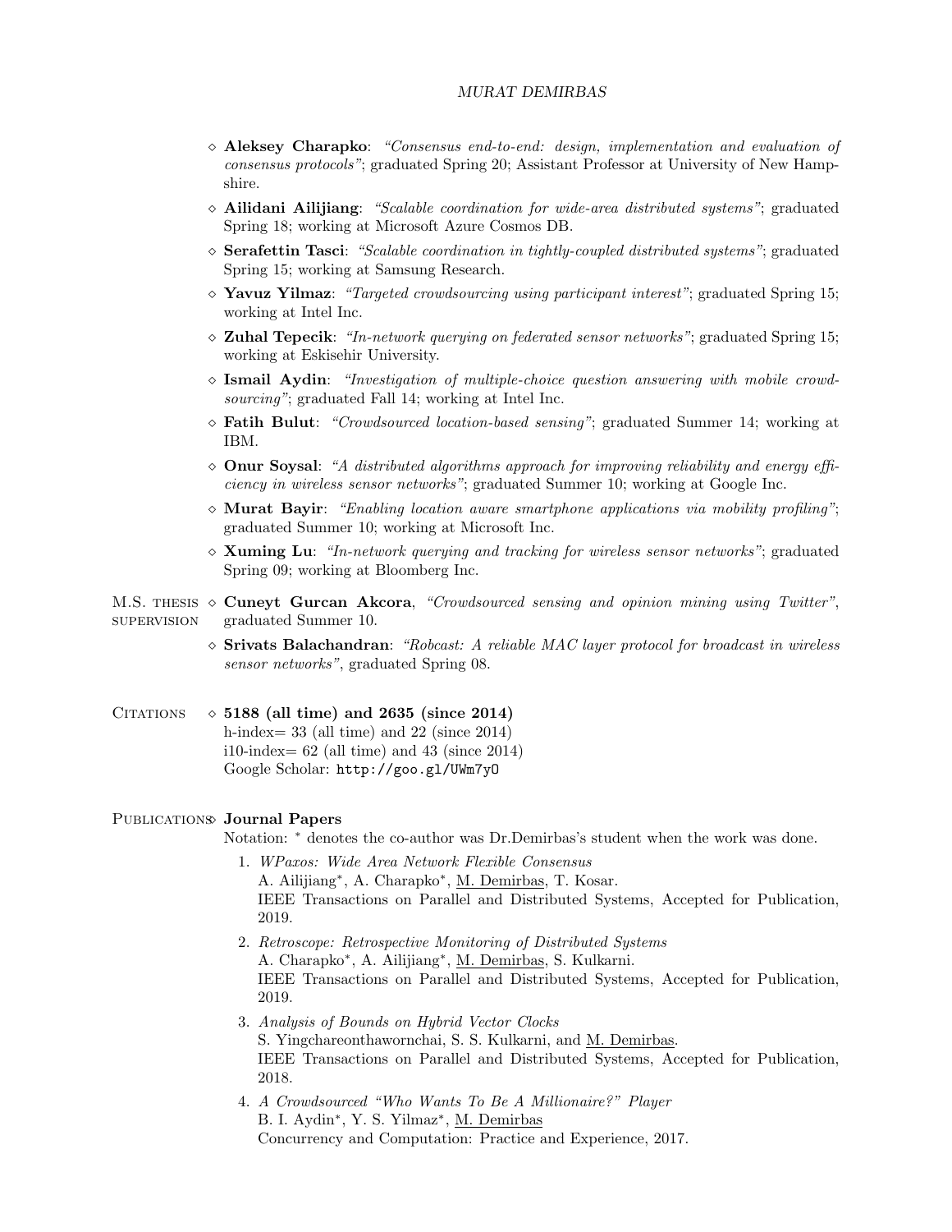- **Aleksey Charapko**: *"Consensus end-to-end: design, implementation and evaluation of consensus protocols"*; graduated Spring 20; Assistant Professor at University of New Hampshire.
- **Ailidani Ailijiang**: *"Scalable coordination for wide-area distributed systems"*; graduated Spring 18; working at Microsoft Azure Cosmos DB.
- **Serafettin Tasci**: *"Scalable coordination in tightly-coupled distributed systems"*; graduated Spring 15; working at Samsung Research.
- **Yavuz Yilmaz**: *"Targeted crowdsourcing using participant interest"*; graduated Spring 15; working at Intel Inc.
- **Zuhal Tepecik**: *"In-network querying on federated sensor networks"*; graduated Spring 15; working at Eskisehir University.
- **Ismail Aydin**: *"Investigation of multiple-choice question answering with mobile crowdsourcing"*; graduated Fall 14; working at Intel Inc.
- **Fatih Bulut**: *"Crowdsourced location-based sensing"*; graduated Summer 14; working at IBM.
- **Onur Soysal**: *"A distributed algorithms approach for improving reliability and energy efficiency in wireless sensor networks"*; graduated Summer 10; working at Google Inc.
- **Murat Bayir**: *"Enabling location aware smartphone applications via mobility profiling"*; graduated Summer 10; working at Microsoft Inc.
- **Xuming Lu**: *"In-network querying and tracking for wireless sensor networks"*; graduated Spring 09; working at Bloomberg Inc.

## M.S. thesis supervision

- **Cuneyt Gurcan Akcora**, *"Crowdsourced sensing and opinion mining using Twitter"*, graduated Summer 10.
- **Srivats Balachandran**: *"Robcast: A reliable MAC layer protocol for broadcast in wireless sensor networks"*, graduated Spring 08.

## Citations

- **5188 (all time) and 2635 (since 2014)**
  h-index= 33 (all time) and 22 (since 2014)
  i10-index= 62 (all time) and 43 (since 2014)
  Google Scholar: `http://goo.gl/UWm7yO`

## Publications

- **Journal Papers**

  Notation: * denotes the co-author was Dr.Demirbas's student when the work was done.

  1. *WPaxos: Wide Area Network Flexible Consensus*
     A. Ailijiang*, A. Charapko*, M. Demirbas, T. Kosar.
     IEEE Transactions on Parallel and Distributed Systems, Accepted for Publication, 2019.
  2. *Retroscope: Retrospective Monitoring of Distributed Systems*
     A. Charapko*, A. Ailijiang*, M. Demirbas, S. Kulkarni.
     IEEE Transactions on Parallel and Distributed Systems, Accepted for Publication, 2019.
  3. *Analysis of Bounds on Hybrid Vector Clocks*
     S. Yingchareonthawornchai, S. S. Kulkarni, and M. Demirbas.
     IEEE Transactions on Parallel and Distributed Systems, Accepted for Publication, 2018.
  4. *A Crowdsourced "Who Wants To Be A Millionaire?" Player*
     B. I. Aydin*, Y. S. Yilmaz*, M. Demirbas
     Concurrency and Computation: Practice and Experience, 2017.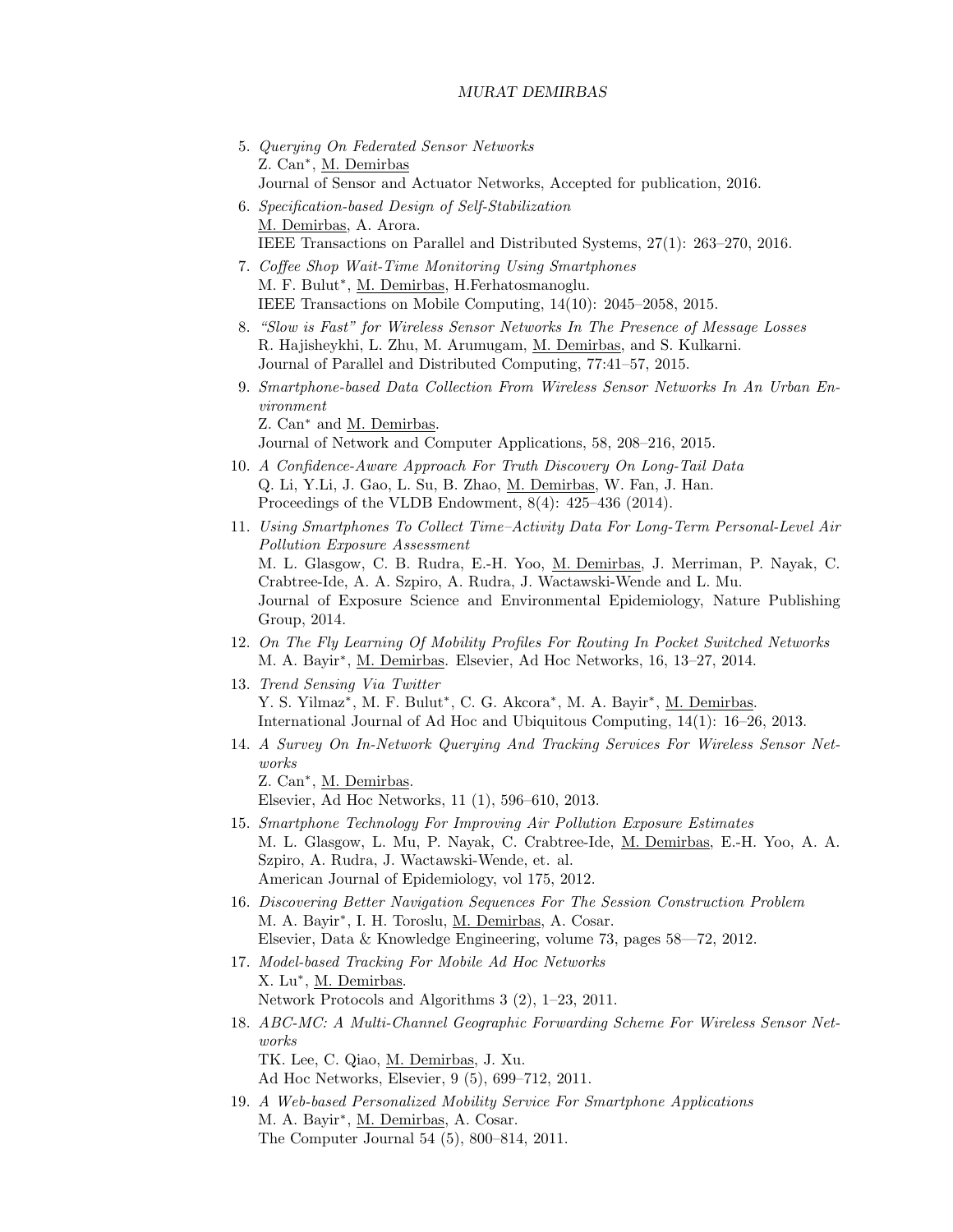5. *Querying On Federated Sensor Networks*
   Z. Can*, M. Demirbas
   Journal of Sensor and Actuator Networks, Accepted for publication, 2016.
6. *Specification-based Design of Self-Stabilization*
   M. Demirbas, A. Arora.
   IEEE Transactions on Parallel and Distributed Systems, 27(1): 263–270, 2016.
7. *Coffee Shop Wait-Time Monitoring Using Smartphones*
   M. F. Bulut*, M. Demirbas, H.Ferhatosmanoglu.
   IEEE Transactions on Mobile Computing, 14(10): 2045–2058, 2015.
8. *"Slow is Fast" for Wireless Sensor Networks In The Presence of Message Losses*
   R. Hajisheykhi, L. Zhu, M. Arumugam, M. Demirbas, and S. Kulkarni.
   Journal of Parallel and Distributed Computing, 77:41–57, 2015.
9. *Smartphone-based Data Collection From Wireless Sensor Networks In An Urban Environment*
   Z. Can* and M. Demirbas.
   Journal of Network and Computer Applications, 58, 208–216, 2015.
10. *A Confidence-Aware Approach For Truth Discovery On Long-Tail Data*
    Q. Li, Y.Li, J. Gao, L. Su, B. Zhao, M. Demirbas, W. Fan, J. Han.
    Proceedings of the VLDB Endowment, 8(4): 425–436 (2014).
11. *Using Smartphones To Collect Time–Activity Data For Long-Term Personal-Level Air Pollution Exposure Assessment*
    M. L. Glasgow, C. B. Rudra, E.-H. Yoo, M. Demirbas, J. Merriman, P. Nayak, C. Crabtree-Ide, A. A. Szpiro, A. Rudra, J. Wactawski-Wende and L. Mu.
    Journal of Exposure Science and Environmental Epidemiology, Nature Publishing Group, 2014.
12. *On The Fly Learning Of Mobility Profiles For Routing In Pocket Switched Networks*
    M. A. Bayir*, M. Demirbas. Elsevier, Ad Hoc Networks, 16, 13–27, 2014.
13. *Trend Sensing Via Twitter*
    Y. S. Yilmaz*, M. F. Bulut*, C. G. Akcora*, M. A. Bayir*, M. Demirbas.
    International Journal of Ad Hoc and Ubiquitous Computing, 14(1): 16–26, 2013.
14. *A Survey On In-Network Querying And Tracking Services For Wireless Sensor Networks*
    Z. Can*, M. Demirbas.
    Elsevier, Ad Hoc Networks, 11 (1), 596–610, 2013.
15. *Smartphone Technology For Improving Air Pollution Exposure Estimates*
    M. L. Glasgow, L. Mu, P. Nayak, C. Crabtree-Ide, M. Demirbas, E.-H. Yoo, A. A. Szpiro, A. Rudra, J. Wactawski-Wende, et. al.
    American Journal of Epidemiology, vol 175, 2012.
16. *Discovering Better Navigation Sequences For The Session Construction Problem*
    M. A. Bayir*, I. H. Toroslu, M. Demirbas, A. Cosar.
    Elsevier, Data & Knowledge Engineering, volume 73, pages 58—72, 2012.
17. *Model-based Tracking For Mobile Ad Hoc Networks*
    X. Lu*, M. Demirbas.
    Network Protocols and Algorithms 3 (2), 1–23, 2011.
18. *ABC-MC: A Multi-Channel Geographic Forwarding Scheme For Wireless Sensor Networks*
    TK. Lee, C. Qiao, M. Demirbas, J. Xu.
    Ad Hoc Networks, Elsevier, 9 (5), 699–712, 2011.
19. *A Web-based Personalized Mobility Service For Smartphone Applications*
    M. A. Bayir*, M. Demirbas, A. Cosar.
    The Computer Journal 54 (5), 800–814, 2011.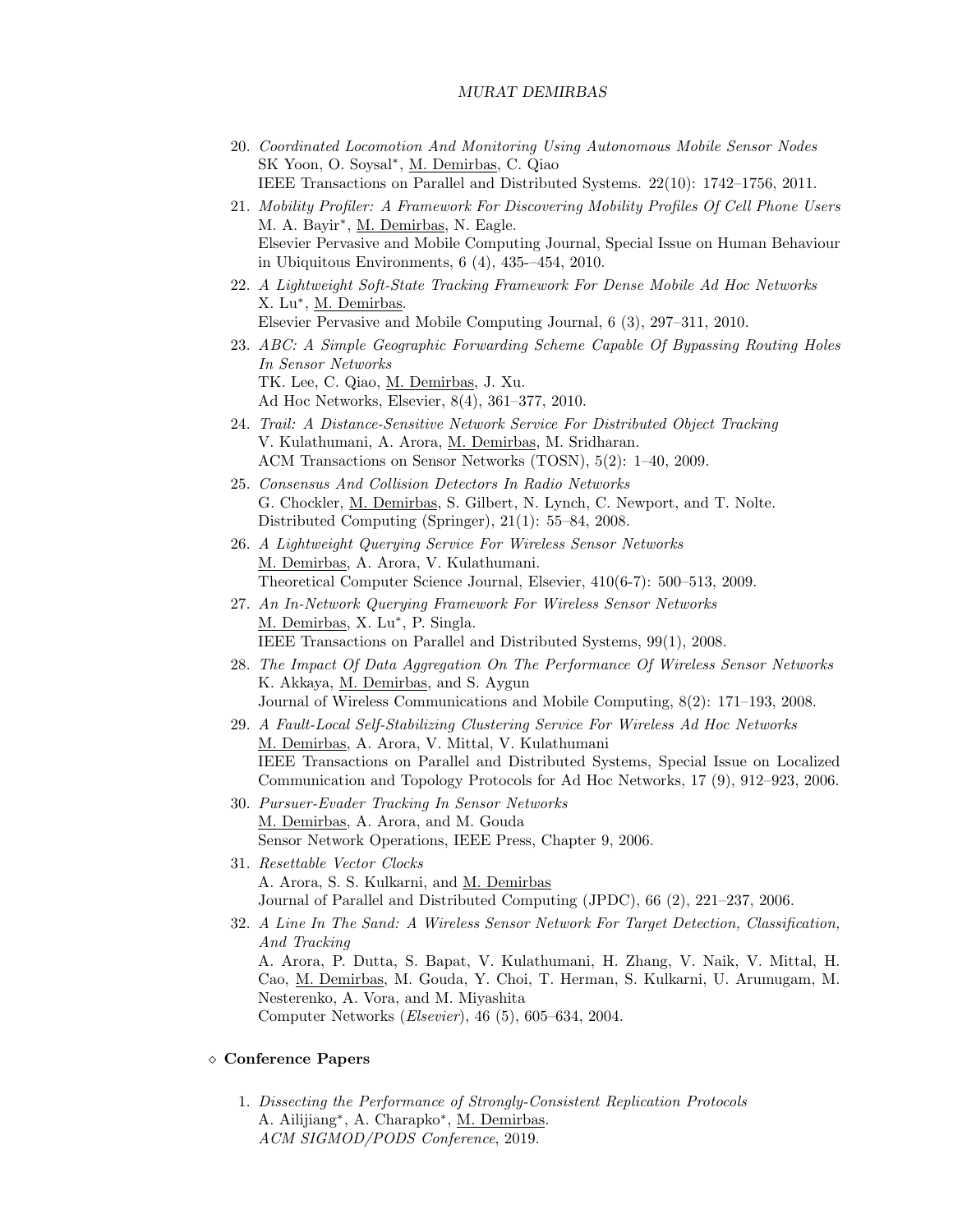20. *Coordinated Locomotion And Monitoring Using Autonomous Mobile Sensor Nodes*
    SK Yoon, O. Soysal*, M. Demirbas, C. Qiao
    IEEE Transactions on Parallel and Distributed Systems. 22(10): 1742–1756, 2011.
21. *Mobility Profiler: A Framework For Discovering Mobility Profiles Of Cell Phone Users*
    M. A. Bayir*, M. Demirbas, N. Eagle.
    Elsevier Pervasive and Mobile Computing Journal, Special Issue on Human Behaviour in Ubiquitous Environments, 6 (4), 435-–454, 2010.
22. *A Lightweight Soft-State Tracking Framework For Dense Mobile Ad Hoc Networks*
    X. Lu*, M. Demirbas.
    Elsevier Pervasive and Mobile Computing Journal, 6 (3), 297–311, 2010.
23. *ABC: A Simple Geographic Forwarding Scheme Capable Of Bypassing Routing Holes In Sensor Networks*
    TK. Lee, C. Qiao, M. Demirbas, J. Xu.
    Ad Hoc Networks, Elsevier, 8(4), 361–377, 2010.
24. *Trail: A Distance-Sensitive Network Service For Distributed Object Tracking*
    V. Kulathumani, A. Arora, M. Demirbas, M. Sridharan.
    ACM Transactions on Sensor Networks (TOSN), 5(2): 1–40, 2009.
25. *Consensus And Collision Detectors In Radio Networks*
    G. Chockler, M. Demirbas, S. Gilbert, N. Lynch, C. Newport, and T. Nolte.
    Distributed Computing (Springer), 21(1): 55–84, 2008.
26. *A Lightweight Querying Service For Wireless Sensor Networks*
    M. Demirbas, A. Arora, V. Kulathumani.
    Theoretical Computer Science Journal, Elsevier, 410(6-7): 500–513, 2009.
27. *An In-Network Querying Framework For Wireless Sensor Networks*
    M. Demirbas, X. Lu*, P. Singla.
    IEEE Transactions on Parallel and Distributed Systems, 99(1), 2008.
28. *The Impact Of Data Aggregation On The Performance Of Wireless Sensor Networks*
    K. Akkaya, M. Demirbas, and S. Aygun
    Journal of Wireless Communications and Mobile Computing, 8(2): 171–193, 2008.
29. *A Fault-Local Self-Stabilizing Clustering Service For Wireless Ad Hoc Networks*
    M. Demirbas, A. Arora, V. Mittal, V. Kulathumani
    IEEE Transactions on Parallel and Distributed Systems, Special Issue on Localized Communication and Topology Protocols for Ad Hoc Networks, 17 (9), 912–923, 2006.
30. *Pursuer-Evader Tracking In Sensor Networks*
    M. Demirbas, A. Arora, and M. Gouda
    Sensor Network Operations, IEEE Press, Chapter 9, 2006.
31. *Resettable Vector Clocks*
    A. Arora, S. S. Kulkarni, and M. Demirbas
    Journal of Parallel and Distributed Computing (JPDC), 66 (2), 221–237, 2006.
32. *A Line In The Sand: A Wireless Sensor Network For Target Detection, Classification, And Tracking*
    A. Arora, P. Dutta, S. Bapat, V. Kulathumani, H. Zhang, V. Naik, V. Mittal, H. Cao, M. Demirbas, M. Gouda, Y. Choi, T. Herman, S. Kulkarni, U. Arumugam, M. Nesterenko, A. Vora, and M. Miyashita
    Computer Networks (*Elsevier*), 46 (5), 605–634, 2004.

### ⋄ Conference Papers

1. *Dissecting the Performance of Strongly-Consistent Replication Protocols*
   A. Ailijiang*, A. Charapko*, M. Demirbas.
   *ACM SIGMOD/PODS Conference*, 2019.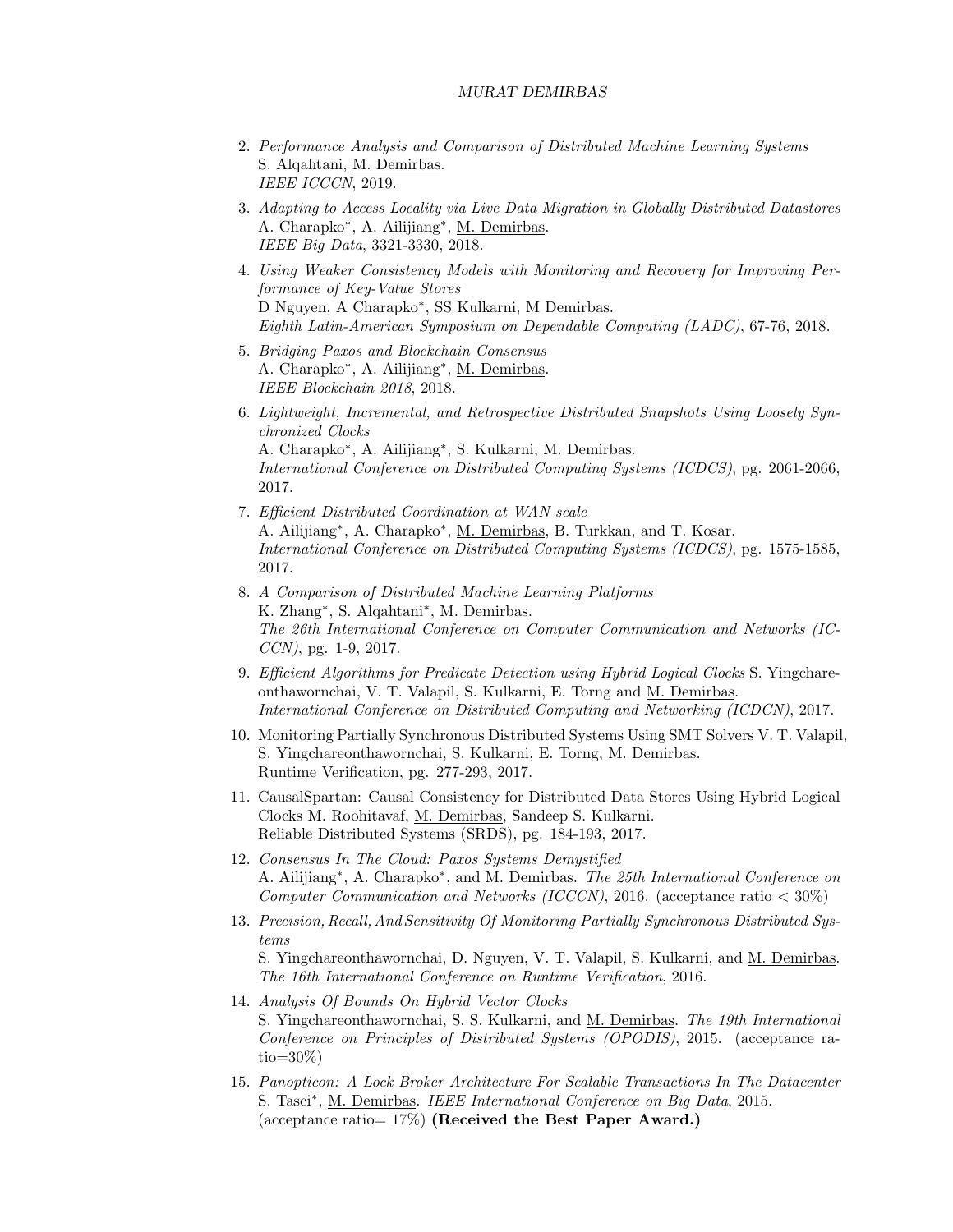2. *Performance Analysis and Comparison of Distributed Machine Learning Systems*
   S. Alqahtani, <u>M. Demirbas</u>.
   *IEEE ICCCN*, 2019.

3. *Adapting to Access Locality via Live Data Migration in Globally Distributed Datastores*
   A. Charapko*, A. Ailijiang*, <u>M. Demirbas</u>.
   *IEEE Big Data*, 3321-3330, 2018.

4. *Using Weaker Consistency Models with Monitoring and Recovery for Improving Performance of Key-Value Stores*
   D Nguyen, A Charapko*, SS Kulkarni, <u>M Demirbas</u>.
   *Eighth Latin-American Symposium on Dependable Computing (LADC)*, 67-76, 2018.

5. *Bridging Paxos and Blockchain Consensus*
   A. Charapko*, A. Ailijiang*, <u>M. Demirbas</u>.
   *IEEE Blockchain 2018*, 2018.

6. *Lightweight, Incremental, and Retrospective Distributed Snapshots Using Loosely Synchronized Clocks*
   A. Charapko*, A. Ailijiang*, S. Kulkarni, <u>M. Demirbas</u>.
   *International Conference on Distributed Computing Systems (ICDCS)*, pg. 2061-2066, 2017.

7. *Efficient Distributed Coordination at WAN scale*
   A. Ailijiang*, A. Charapko*, <u>M. Demirbas</u>, B. Turkkan, and T. Kosar.
   *International Conference on Distributed Computing Systems (ICDCS)*, pg. 1575-1585, 2017.

8. *A Comparison of Distributed Machine Learning Platforms*
   K. Zhang*, S. Alqahtani*, <u>M. Demirbas</u>.
   *The 26th International Conference on Computer Communication and Networks (ICCN)*, pg. 1-9, 2017.

9. *Efficient Algorithms for Predicate Detection using Hybrid Logical Clocks* S. Yingchareonthawornchai, V. T. Valapil, S. Kulkarni, E. Torng and <u>M. Demirbas</u>.
   *International Conference on Distributed Computing and Networking (ICDCN)*, 2017.

10. Monitoring Partially Synchronous Distributed Systems Using SMT Solvers V. T. Valapil, S. Yingchareonthawornchai, S. Kulkarni, E. Torng, <u>M. Demirbas</u>.
    Runtime Verification, pg. 277-293, 2017.

11. CausalSpartan: Causal Consistency for Distributed Data Stores Using Hybrid Logical Clocks M. Roohitavaf, <u>M. Demirbas</u>, Sandeep S. Kulkarni.
    Reliable Distributed Systems (SRDS), pg. 184-193, 2017.

12. *Consensus In The Cloud: Paxos Systems Demystified*
    A. Ailijiang*, A. Charapko*, and <u>M. Demirbas</u>. *The 25th International Conference on Computer Communication and Networks (ICCCN)*, 2016. (acceptance ratio $< 30\%$)

13. *Precision, Recall, And Sensitivity Of Monitoring Partially Synchronous Distributed Systems*
    S. Yingchareonthawornchai, D. Nguyen, V. T. Valapil, S. Kulkarni, and <u>M. Demirbas</u>.
    *The 16th International Conference on Runtime Verification*, 2016.

14. *Analysis Of Bounds On Hybrid Vector Clocks*
    S. Yingchareonthawornchai, S. S. Kulkarni, and <u>M. Demirbas</u>. *The 19th International Conference on Principles of Distributed Systems (OPODIS)*, 2015. (acceptance ratio=30%)

15. *Panopticon: A Lock Broker Architecture For Scalable Transactions In The Datacenter*
    S. Tasci*, <u>M. Demirbas</u>. *IEEE International Conference on Big Data*, 2015.
    (acceptance ratio= 17%) **(Received the Best Paper Award.)**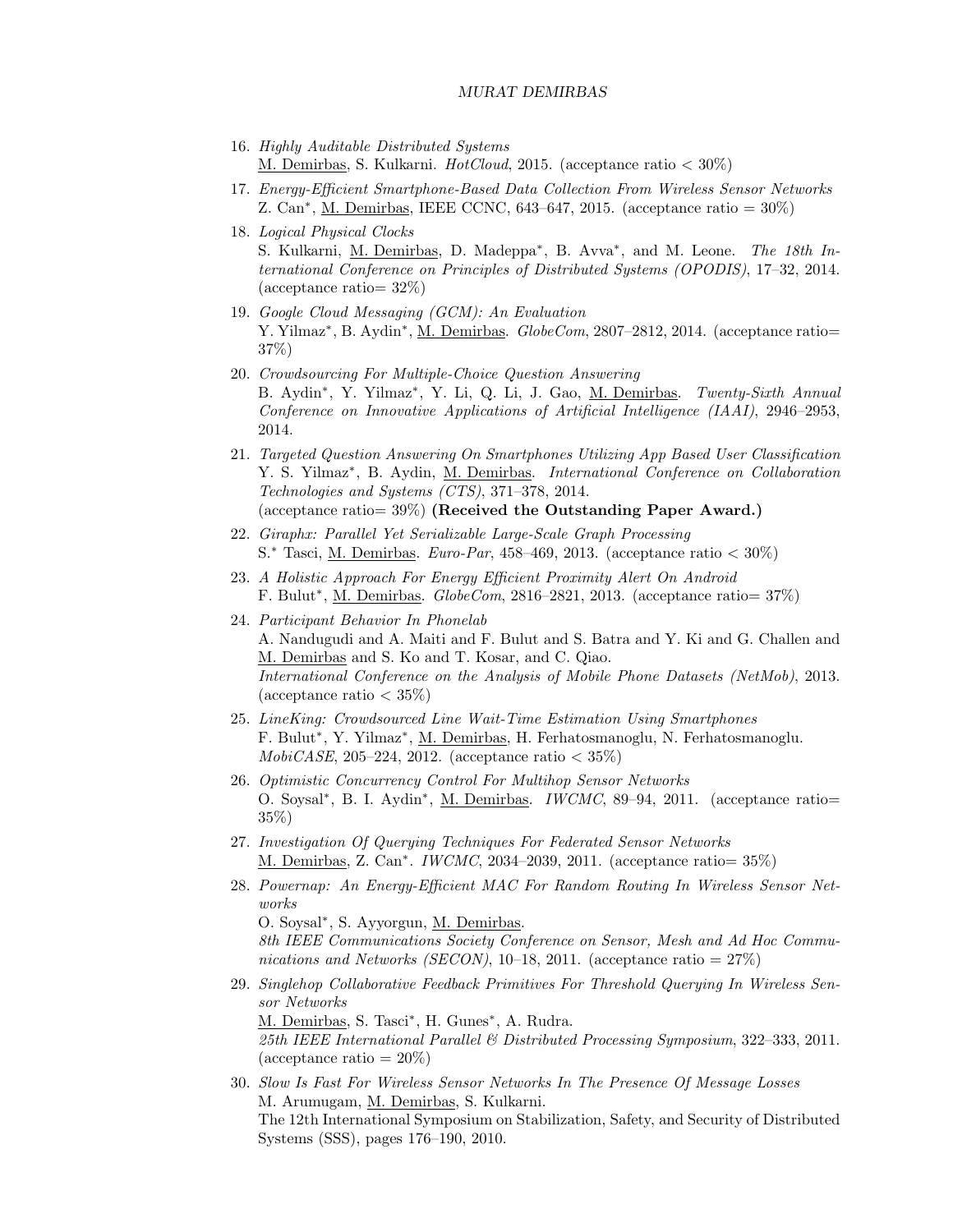16. *Highly Auditable Distributed Systems*
    M. Demirbas, S. Kulkarni. *HotCloud*, 2015. (acceptance ratio < 30%)
17. *Energy-Efficient Smartphone-Based Data Collection From Wireless Sensor Networks*
    Z. Can*, M. Demirbas, IEEE CCNC, 643–647, 2015. (acceptance ratio = 30%)
18. *Logical Physical Clocks*
    S. Kulkarni, M. Demirbas, D. Madeppa*, B. Avva*, and M. Leone. *The 18th International Conference on Principles of Distributed Systems (OPODIS)*, 17–32, 2014. (acceptance ratio= 32%)
19. *Google Cloud Messaging (GCM): An Evaluation*
    Y. Yilmaz*, B. Aydin*, M. Demirbas. *GlobeCom*, 2807–2812, 2014. (acceptance ratio= 37%)
20. *Crowdsourcing For Multiple-Choice Question Answering*
    B. Aydin*, Y. Yilmaz*, Y. Li, Q. Li, J. Gao, M. Demirbas. *Twenty-Sixth Annual Conference on Innovative Applications of Artificial Intelligence (IAAI)*, 2946–2953, 2014.
21. *Targeted Question Answering On Smartphones Utilizing App Based User Classification*
    Y. S. Yilmaz*, B. Aydin, M. Demirbas. *International Conference on Collaboration Technologies and Systems (CTS)*, 371–378, 2014.
    (acceptance ratio= 39%) **(Received the Outstanding Paper Award.)**
22. *Giraphx: Parallel Yet Serializable Large-Scale Graph Processing*
    S.* Tasci, M. Demirbas. *Euro-Par*, 458–469, 2013. (acceptance ratio < 30%)
23. *A Holistic Approach For Energy Efficient Proximity Alert On Android*
    F. Bulut*, M. Demirbas. *GlobeCom*, 2816–2821, 2013. (acceptance ratio= 37%)
24. *Participant Behavior In Phonelab*
    A. Nandugudi and A. Maiti and F. Bulut and S. Batra and Y. Ki and G. Challen and M. Demirbas and S. Ko and T. Kosar, and C. Qiao.
    *International Conference on the Analysis of Mobile Phone Datasets (NetMob)*, 2013. (acceptance ratio < 35%)
25. *LineKing: Crowdsourced Line Wait-Time Estimation Using Smartphones*
    F. Bulut*, Y. Yilmaz*, M. Demirbas, H. Ferhatosmanoglu, N. Ferhatosmanoglu.
    *MobiCASE*, 205–224, 2012. (acceptance ratio < 35%)
26. *Optimistic Concurrency Control For Multihop Sensor Networks*
    O. Soysal*, B. I. Aydin*, M. Demirbas. *IWCMC*, 89–94, 2011. (acceptance ratio= 35%)
27. *Investigation Of Querying Techniques For Federated Sensor Networks*
    M. Demirbas, Z. Can*. *IWCMC*, 2034–2039, 2011. (acceptance ratio= 35%)
28. *Powernap: An Energy-Efficient MAC For Random Routing In Wireless Sensor Networks*
    O. Soysal*, S. Ayyorgun, M. Demirbas.
    *8th IEEE Communications Society Conference on Sensor, Mesh and Ad Hoc Communications and Networks (SECON)*, 10–18, 2011. (acceptance ratio = 27%)
29. *Singlehop Collaborative Feedback Primitives For Threshold Querying In Wireless Sensor Networks*
    M. Demirbas, S. Tasci*, H. Gunes*, A. Rudra.
    *25th IEEE International Parallel & Distributed Processing Symposium*, 322–333, 2011. (acceptance ratio = 20%)
30. *Slow Is Fast For Wireless Sensor Networks In The Presence Of Message Losses*
    M. Arumugam, M. Demirbas, S. Kulkarni.
    The 12th International Symposium on Stabilization, Safety, and Security of Distributed Systems (SSS), pages 176–190, 2010.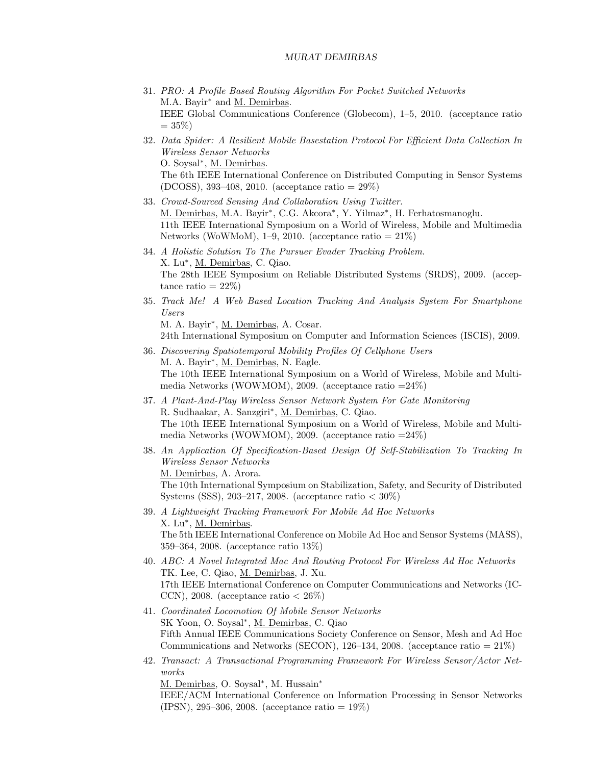31. *PRO: A Profile Based Routing Algorithm For Pocket Switched Networks*
    M.A. Bayir* and M. Demirbas.
    IEEE Global Communications Conference (Globecom), 1–5, 2010. (acceptance ratio = 35%)

32. *Data Spider: A Resilient Mobile Basestation Protocol For Efficient Data Collection In Wireless Sensor Networks*
    O. Soysal*, M. Demirbas.
    The 6th IEEE International Conference on Distributed Computing in Sensor Systems (DCOSS), 393–408, 2010. (acceptance ratio = 29%)

33. *Crowd-Sourced Sensing And Collaboration Using Twitter.*
    M. Demirbas, M.A. Bayir*, C.G. Akcora*, Y. Yilmaz*, H. Ferhatosmanoglu.
    11th IEEE International Symposium on a World of Wireless, Mobile and Multimedia Networks (WoWMoM), 1–9, 2010. (acceptance ratio = 21%)

34. *A Holistic Solution To The Pursuer Evader Tracking Problem.*
    X. Lu*, M. Demirbas, C. Qiao.
    The 28th IEEE Symposium on Reliable Distributed Systems (SRDS), 2009. (acceptance ratio = 22%)

35. *Track Me! A Web Based Location Tracking And Analysis System For Smartphone Users*
    M. A. Bayir*, M. Demirbas, A. Cosar.
    24th International Symposium on Computer and Information Sciences (ISCIS), 2009.

36. *Discovering Spatiotemporal Mobility Profiles Of Cellphone Users*
    M. A. Bayir*, M. Demirbas, N. Eagle.
    The 10th IEEE International Symposium on a World of Wireless, Mobile and Multimedia Networks (WOWMOM), 2009. (acceptance ratio =24%)

37. *A Plant-And-Play Wireless Sensor Network System For Gate Monitoring*
    R. Sudhaakar, A. Sanzgiri*, M. Demirbas, C. Qiao.
    The 10th IEEE International Symposium on a World of Wireless, Mobile and Multimedia Networks (WOWMOM), 2009. (acceptance ratio =24%)

38. *An Application Of Specification-Based Design Of Self-Stabilization To Tracking In Wireless Sensor Networks*
    M. Demirbas, A. Arora.
    The 10th International Symposium on Stabilization, Safety, and Security of Distributed Systems (SSS), 203–217, 2008. (acceptance ratio < 30%)

39. *A Lightweight Tracking Framework For Mobile Ad Hoc Networks*
    X. Lu*, M. Demirbas.
    The 5th IEEE International Conference on Mobile Ad Hoc and Sensor Systems (MASS), 359–364, 2008. (acceptance ratio 13%)

40. *ABC: A Novel Integrated Mac And Routing Protocol For Wireless Ad Hoc Networks*
    TK. Lee, C. Qiao, M. Demirbas, J. Xu.
    17th IEEE International Conference on Computer Communications and Networks (ICCCN), 2008. (acceptance ratio < 26%)

41. *Coordinated Locomotion Of Mobile Sensor Networks*
    SK Yoon, O. Soysal*, M. Demirbas, C. Qiao
    Fifth Annual IEEE Communications Society Conference on Sensor, Mesh and Ad Hoc Communications and Networks (SECON), 126–134, 2008. (acceptance ratio = 21%)

42. *Transact: A Transactional Programming Framework For Wireless Sensor/Actor Networks*
    M. Demirbas, O. Soysal*, M. Hussain*
    IEEE/ACM International Conference on Information Processing in Sensor Networks (IPSN), 295–306, 2008. (acceptance ratio = 19%)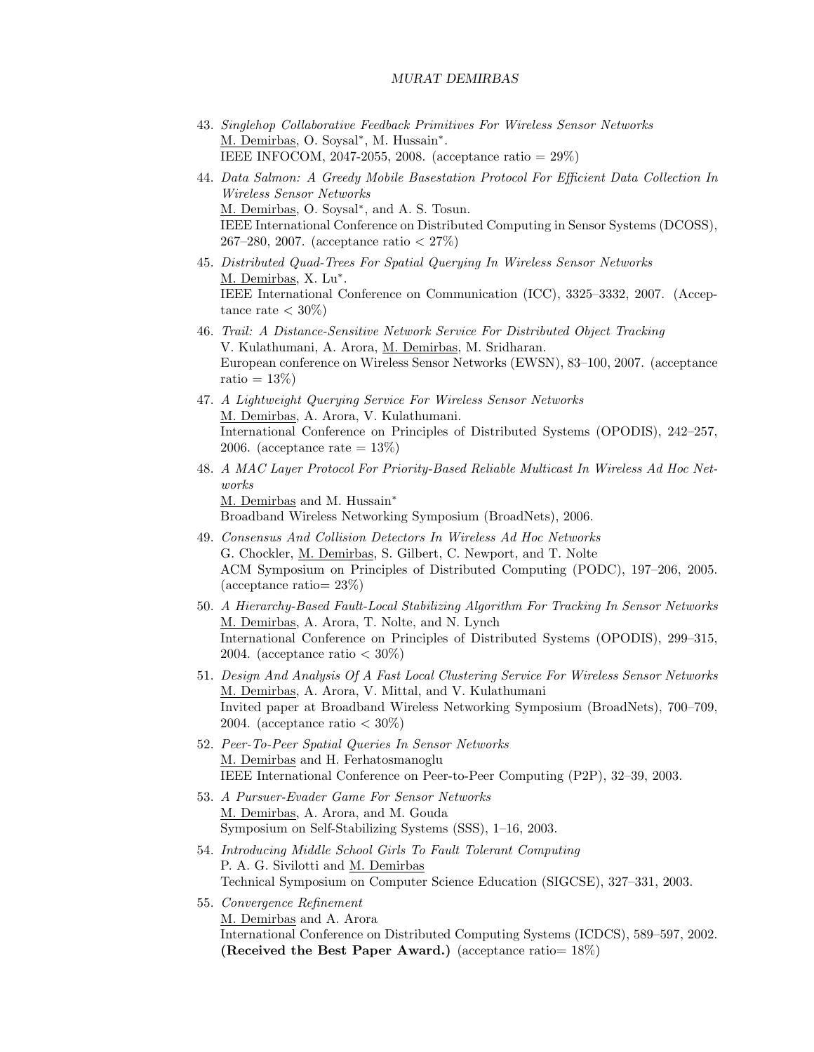43. *Singlehop Collaborative Feedback Primitives For Wireless Sensor Networks*
    <u>M. Demirbas</u>, O. Soysal$^*$, M. Hussain$^*$.
    IEEE INFOCOM, 2047-2055, 2008. (acceptance ratio = 29%)

44. *Data Salmon: A Greedy Mobile Basestation Protocol For Efficient Data Collection In Wireless Sensor Networks*
    <u>M. Demirbas</u>, O. Soysal$^*$, and A. S. Tosun.
    IEEE International Conference on Distributed Computing in Sensor Systems (DCOSS), 267–280, 2007. (acceptance ratio < 27%)

45. *Distributed Quad-Trees For Spatial Querying In Wireless Sensor Networks*
    <u>M. Demirbas</u>, X. Lu$^*$.
    IEEE International Conference on Communication (ICC), 3325–3332, 2007. (Acceptance rate < 30%)

46. *Trail: A Distance-Sensitive Network Service For Distributed Object Tracking*
    V. Kulathumani, A. Arora, <u>M. Demirbas</u>, M. Sridharan.
    European conference on Wireless Sensor Networks (EWSN), 83–100, 2007. (acceptance ratio = 13%)

47. *A Lightweight Querying Service For Wireless Sensor Networks*
    <u>M. Demirbas</u>, A. Arora, V. Kulathumani.
    International Conference on Principles of Distributed Systems (OPODIS), 242–257, 2006. (acceptance rate = 13%)

48. *A MAC Layer Protocol For Priority-Based Reliable Multicast In Wireless Ad Hoc Networks*
    <u>M. Demirbas</u> and M. Hussain$^*$
    Broadband Wireless Networking Symposium (BroadNets), 2006.

49. *Consensus And Collision Detectors In Wireless Ad Hoc Networks*
    G. Chockler, <u>M. Demirbas</u>, S. Gilbert, C. Newport, and T. Nolte
    ACM Symposium on Principles of Distributed Computing (PODC), 197–206, 2005. (acceptance ratio= 23%)

50. *A Hierarchy-Based Fault-Local Stabilizing Algorithm For Tracking In Sensor Networks*
    <u>M. Demirbas</u>, A. Arora, T. Nolte, and N. Lynch
    International Conference on Principles of Distributed Systems (OPODIS), 299–315, 2004. (acceptance ratio < 30%)

51. *Design And Analysis Of A Fast Local Clustering Service For Wireless Sensor Networks*
    <u>M. Demirbas</u>, A. Arora, V. Mittal, and V. Kulathumani
    Invited paper at Broadband Wireless Networking Symposium (BroadNets), 700–709, 2004. (acceptance ratio < 30%)

52. *Peer-To-Peer Spatial Queries In Sensor Networks*
    <u>M. Demirbas</u> and H. Ferhatosmanoglu
    IEEE International Conference on Peer-to-Peer Computing (P2P), 32–39, 2003.

53. *A Pursuer-Evader Game For Sensor Networks*
    <u>M. Demirbas</u>, A. Arora, and M. Gouda
    Symposium on Self-Stabilizing Systems (SSS), 1–16, 2003.

54. *Introducing Middle School Girls To Fault Tolerant Computing*
    P. A. G. Sivilotti and <u>M. Demirbas</u>
    Technical Symposium on Computer Science Education (SIGCSE), 327–331, 2003.

55. *Convergence Refinement*
    <u>M. Demirbas</u> and A. Arora
    International Conference on Distributed Computing Systems (ICDCS), 589–597, 2002. **(Received the Best Paper Award.)** (acceptance ratio= 18%)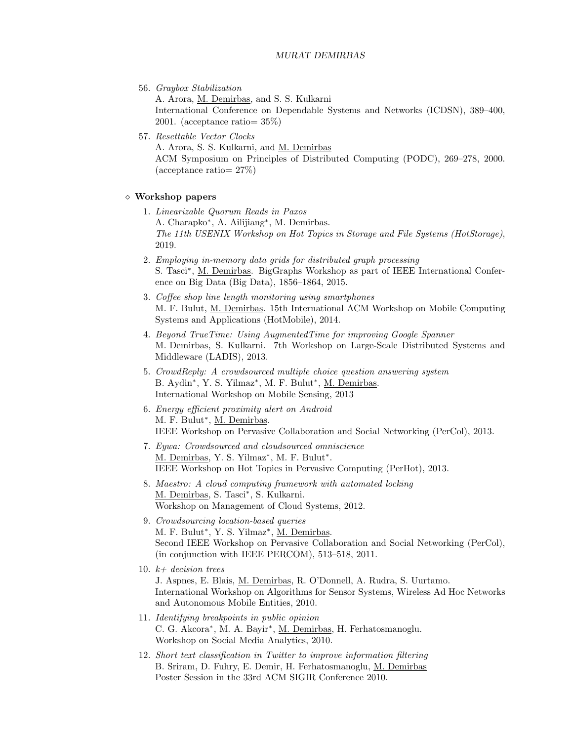56. *Graybox Stabilization*
    A. Arora, M. Demirbas, and S. S. Kulkarni
    International Conference on Dependable Systems and Networks (ICDSN), 389–400, 2001. (acceptance ratio= 35%)

57. *Resettable Vector Clocks*
    A. Arora, S. S. Kulkarni, and M. Demirbas
    ACM Symposium on Principles of Distributed Computing (PODC), 269–278, 2000. (acceptance ratio= 27%)

## ⋄ Workshop papers

1. *Linearizable Quorum Reads in Paxos*
   A. Charapko*, A. Ailijiang*, M. Demirbas.
   *The 11th USENIX Workshop on Hot Topics in Storage and File Systems (HotStorage)*, 2019.

2. *Employing in-memory data grids for distributed graph processing*
   S. Tasci*, M. Demirbas. BigGraphs Workshop as part of IEEE International Conference on Big Data (Big Data), 1856–1864, 2015.

3. *Coffee shop line length monitoring using smartphones*
   M. F. Bulut, M. Demirbas. 15th International ACM Workshop on Mobile Computing Systems and Applications (HotMobile), 2014.

4. *Beyond TrueTime: Using AugmentedTime for improving Google Spanner*
   M. Demirbas, S. Kulkarni. 7th Workshop on Large-Scale Distributed Systems and Middleware (LADIS), 2013.

5. *CrowdReply: A crowdsourced multiple choice question answering system*
   B. Aydin*, Y. S. Yilmaz*, M. F. Bulut*, M. Demirbas.
   International Workshop on Mobile Sensing, 2013

6. *Energy efficient proximity alert on Android*
   M. F. Bulut*, M. Demirbas.
   IEEE Workshop on Pervasive Collaboration and Social Networking (PerCol), 2013.

7. *Eywa: Crowdsourced and cloudsourced omniscience*
   M. Demirbas, Y. S. Yilmaz*, M. F. Bulut*.
   IEEE Workshop on Hot Topics in Pervasive Computing (PerHot), 2013.

8. *Maestro: A cloud computing framework with automated locking*
   M. Demirbas, S. Tasci*, S. Kulkarni.
   Workshop on Management of Cloud Systems, 2012.

9. *Crowdsourcing location-based queries*
   M. F. Bulut*, Y. S. Yilmaz*, M. Demirbas.
   Second IEEE Workshop on Pervasive Collaboration and Social Networking (PerCol), (in conjunction with IEEE PERCOM), 513–518, 2011.

10. *k+ decision trees*
    J. Aspnes, E. Blais, M. Demirbas, R. O'Donnell, A. Rudra, S. Uurtamo.
    International Workshop on Algorithms for Sensor Systems, Wireless Ad Hoc Networks and Autonomous Mobile Entities, 2010.

11. *Identifying breakpoints in public opinion*
    C. G. Akcora*, M. A. Bayir*, M. Demirbas, H. Ferhatosmanoglu.
    Workshop on Social Media Analytics, 2010.

12. *Short text classification in Twitter to improve information filtering*
    B. Sriram, D. Fuhry, E. Demir, H. Ferhatosmanoglu, M. Demirbas
    Poster Session in the 33rd ACM SIGIR Conference 2010.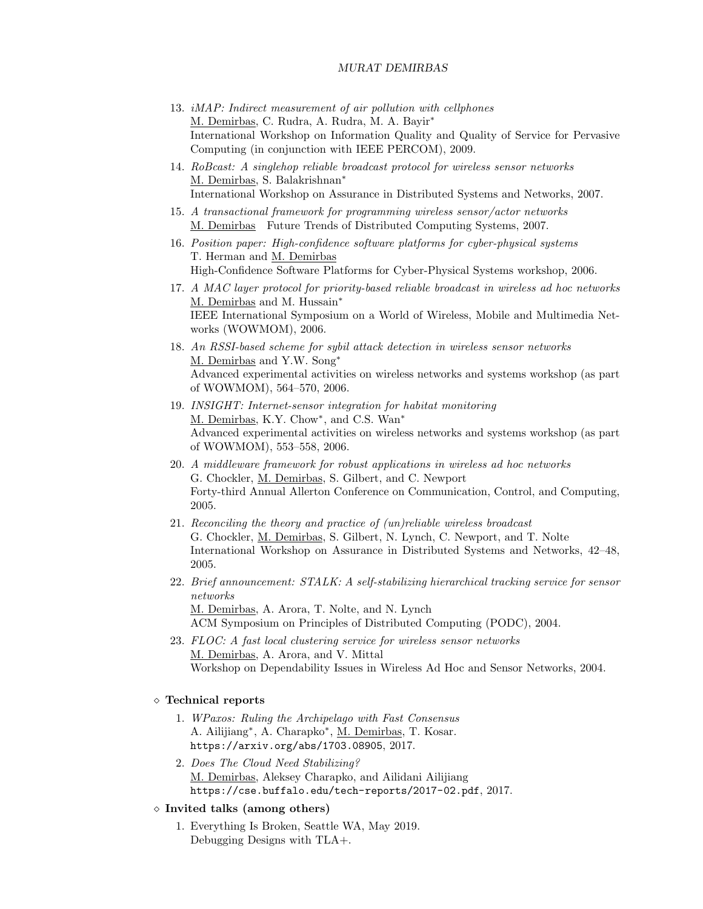13. *iMAP: Indirect measurement of air pollution with cellphones*
    M. Demirbas, C. Rudra, A. Rudra, M. A. Bayir*
    International Workshop on Information Quality and Quality of Service for Pervasive Computing (in conjunction with IEEE PERCOM), 2009.
14. *RoBcast: A singlehop reliable broadcast protocol for wireless sensor networks*
    M. Demirbas, S. Balakrishnan*
    International Workshop on Assurance in Distributed Systems and Networks, 2007.
15. *A transactional framework for programming wireless sensor/actor networks*
    M. Demirbas   Future Trends of Distributed Computing Systems, 2007.
16. *Position paper: High-confidence software platforms for cyber-physical systems*
    T. Herman and M. Demirbas
    High-Confidence Software Platforms for Cyber-Physical Systems workshop, 2006.
17. *A MAC layer protocol for priority-based reliable broadcast in wireless ad hoc networks*
    M. Demirbas and M. Hussain*
    IEEE International Symposium on a World of Wireless, Mobile and Multimedia Networks (WOWMOM), 2006.
18. *An RSSI-based scheme for sybil attack detection in wireless sensor networks*
    M. Demirbas and Y.W. Song*
    Advanced experimental activities on wireless networks and systems workshop (as part of WOWMOM), 564–570, 2006.
19. *INSIGHT: Internet-sensor integration for habitat monitoring*
    M. Demirbas, K.Y. Chow*, and C.S. Wan*
    Advanced experimental activities on wireless networks and systems workshop (as part of WOWMOM), 553–558, 2006.
20. *A middleware framework for robust applications in wireless ad hoc networks*
    G. Chockler, M. Demirbas, S. Gilbert, and C. Newport
    Forty-third Annual Allerton Conference on Communication, Control, and Computing, 2005.
21. *Reconciling the theory and practice of (un)reliable wireless broadcast*
    G. Chockler, M. Demirbas, S. Gilbert, N. Lynch, C. Newport, and T. Nolte
    International Workshop on Assurance in Distributed Systems and Networks, 42–48, 2005.
22. *Brief announcement: STALK: A self-stabilizing hierarchical tracking service for sensor networks*
    M. Demirbas, A. Arora, T. Nolte, and N. Lynch
    ACM Symposium on Principles of Distributed Computing (PODC), 2004.
23. *FLOC: A fast local clustering service for wireless sensor networks*
    M. Demirbas, A. Arora, and V. Mittal
    Workshop on Dependability Issues in Wireless Ad Hoc and Sensor Networks, 2004.

◇ **Technical reports**

1. *WPaxos: Ruling the Archipelago with Fast Consensus*
   A. Ailijiang*, A. Charapko*, M. Demirbas, T. Kosar.
   `https://arxiv.org/abs/1703.08905`, 2017.
2. *Does The Cloud Need Stabilizing?*
   M. Demirbas, Aleksey Charapko, and Ailidani Ailijiang
   `https://cse.buffalo.edu/tech-reports/2017-02.pdf`, 2017.

◇ **Invited talks (among others)**

1. Everything Is Broken, Seattle WA, May 2019.
   Debugging Designs with TLA+.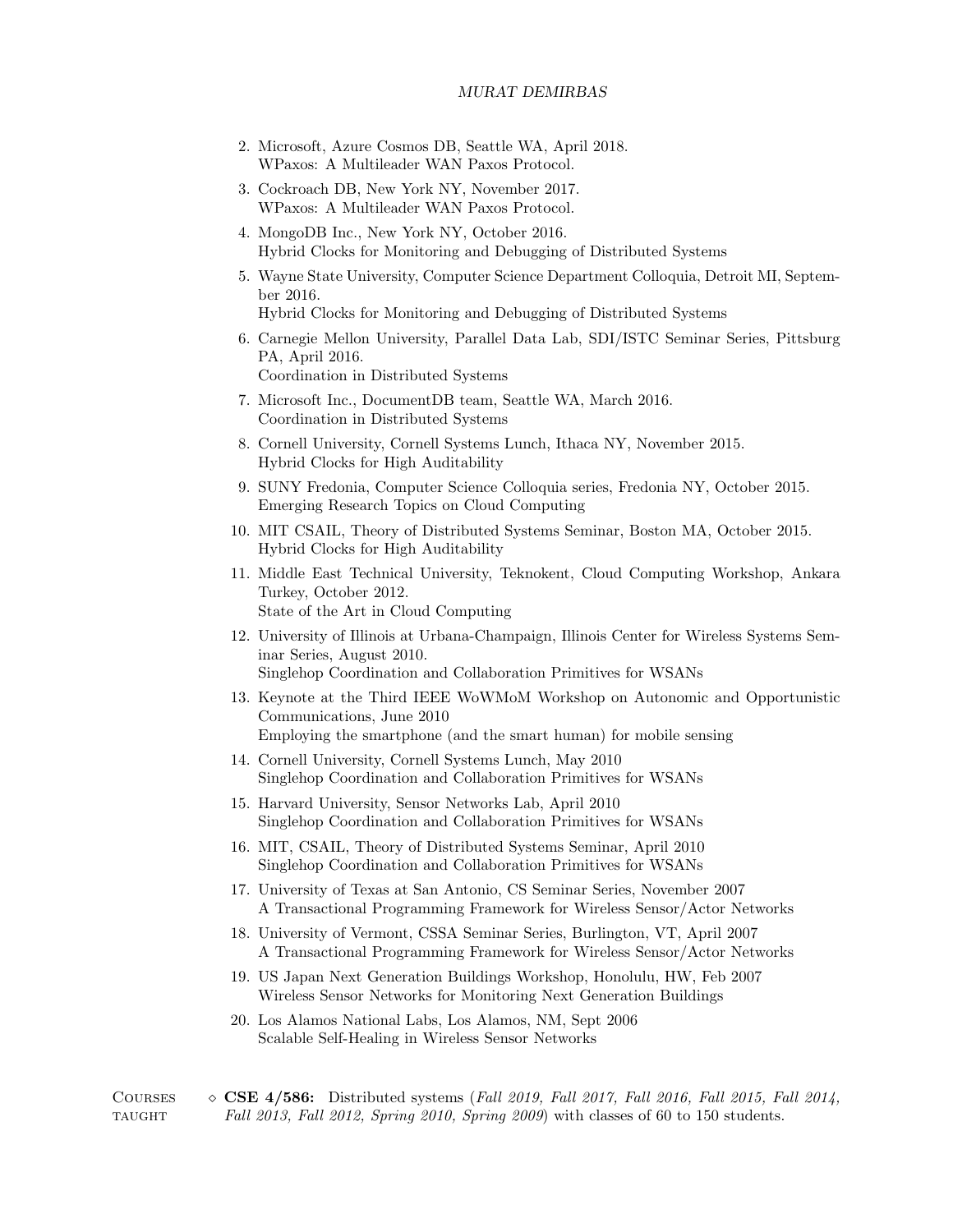2. Microsoft, Azure Cosmos DB, Seattle WA, April 2018.
   WPaxos: A Multileader WAN Paxos Protocol.
3. Cockroach DB, New York NY, November 2017.
   WPaxos: A Multileader WAN Paxos Protocol.
4. MongoDB Inc., New York NY, October 2016.
   Hybrid Clocks for Monitoring and Debugging of Distributed Systems
5. Wayne State University, Computer Science Department Colloquia, Detroit MI, September 2016.
   Hybrid Clocks for Monitoring and Debugging of Distributed Systems
6. Carnegie Mellon University, Parallel Data Lab, SDI/ISTC Seminar Series, Pittsburg PA, April 2016.
   Coordination in Distributed Systems
7. Microsoft Inc., DocumentDB team, Seattle WA, March 2016.
   Coordination in Distributed Systems
8. Cornell University, Cornell Systems Lunch, Ithaca NY, November 2015.
   Hybrid Clocks for High Auditability
9. SUNY Fredonia, Computer Science Colloquia series, Fredonia NY, October 2015.
   Emerging Research Topics on Cloud Computing
10. MIT CSAIL, Theory of Distributed Systems Seminar, Boston MA, October 2015.
    Hybrid Clocks for High Auditability
11. Middle East Technical University, Teknokent, Cloud Computing Workshop, Ankara Turkey, October 2012.
    State of the Art in Cloud Computing
12. University of Illinois at Urbana-Champaign, Illinois Center for Wireless Systems Seminar Series, August 2010.
    Singlehop Coordination and Collaboration Primitives for WSANs
13. Keynote at the Third IEEE WoWMoM Workshop on Autonomic and Opportunistic Communications, June 2010
    Employing the smartphone (and the smart human) for mobile sensing
14. Cornell University, Cornell Systems Lunch, May 2010
    Singlehop Coordination and Collaboration Primitives for WSANs
15. Harvard University, Sensor Networks Lab, April 2010
    Singlehop Coordination and Collaboration Primitives for WSANs
16. MIT, CSAIL, Theory of Distributed Systems Seminar, April 2010
    Singlehop Coordination and Collaboration Primitives for WSANs
17. University of Texas at San Antonio, CS Seminar Series, November 2007
    A Transactional Programming Framework for Wireless Sensor/Actor Networks
18. University of Vermont, CSSA Seminar Series, Burlington, VT, April 2007
    A Transactional Programming Framework for Wireless Sensor/Actor Networks
19. US Japan Next Generation Buildings Workshop, Honolulu, HW, Feb 2007
    Wireless Sensor Networks for Monitoring Next Generation Buildings
20. Los Alamos National Labs, Los Alamos, NM, Sept 2006
    Scalable Self-Healing in Wireless Sensor Networks

## Courses taught

- **CSE 4/586:** Distributed systems (*Fall 2019, Fall 2017, Fall 2016, Fall 2015, Fall 2014, Fall 2013, Fall 2012, Spring 2010, Spring 2009*) with classes of 60 to 150 students.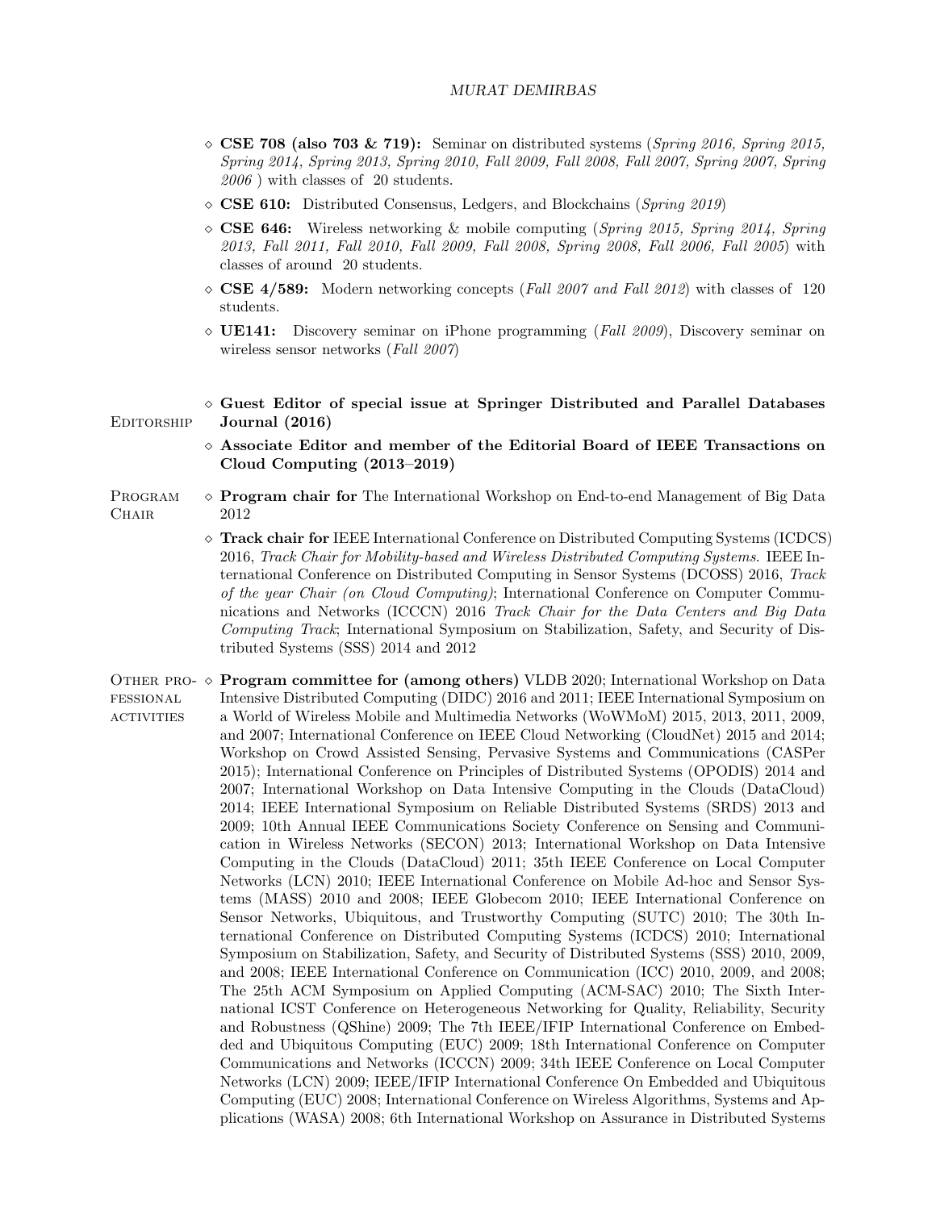- **CSE 708 (also 703 & 719):** Seminar on distributed systems (*Spring 2016, Spring 2015, Spring 2014, Spring 2013, Spring 2010, Fall 2009, Fall 2008, Fall 2007, Spring 2007, Spring 2006* ) with classes of 20 students.
- **CSE 610:** Distributed Consensus, Ledgers, and Blockchains (*Spring 2019*)
- **CSE 646:** Wireless networking & mobile computing (*Spring 2015, Spring 2014, Spring 2013, Fall 2011, Fall 2010, Fall 2009, Fall 2008, Spring 2008, Fall 2006, Fall 2005*) with classes of around 20 students.
- **CSE 4/589:** Modern networking concepts (*Fall 2007 and Fall 2012*) with classes of 120 students.
- **UE141:** Discovery seminar on iPhone programming (*Fall 2009*), Discovery seminar on wireless sensor networks (*Fall 2007*)

## Editorship

- **Guest Editor of special issue at Springer Distributed and Parallel Databases Journal (2016)**
- **Associate Editor and member of the Editorial Board of IEEE Transactions on Cloud Computing (2013–2019)**

## Program Chair

- **Program chair for** The International Workshop on End-to-end Management of Big Data 2012
- **Track chair for** IEEE International Conference on Distributed Computing Systems (ICDCS) 2016, *Track Chair for Mobility-based and Wireless Distributed Computing Systems*. IEEE International Conference on Distributed Computing in Sensor Systems (DCOSS) 2016, *Track of the year Chair (on Cloud Computing)*; International Conference on Computer Communications and Networks (ICCCN) 2016 *Track Chair for the Data Centers and Big Data Computing Track*; International Symposium on Stabilization, Safety, and Security of Distributed Systems (SSS) 2014 and 2012

## Other professional activities

- **Program committee for (among others)** VLDB 2020; International Workshop on Data Intensive Distributed Computing (DIDC) 2016 and 2011; IEEE International Symposium on a World of Wireless Mobile and Multimedia Networks (WoWMoM) 2015, 2013, 2011, 2009, and 2007; International Conference on IEEE Cloud Networking (CloudNet) 2015 and 2014; Workshop on Crowd Assisted Sensing, Pervasive Systems and Communications (CASPer 2015); International Conference on Principles of Distributed Systems (OPODIS) 2014 and 2007; International Workshop on Data Intensive Computing in the Clouds (DataCloud) 2014; IEEE International Symposium on Reliable Distributed Systems (SRDS) 2013 and 2009; 10th Annual IEEE Communications Society Conference on Sensing and Communication in Wireless Networks (SECON) 2013; International Workshop on Data Intensive Computing in the Clouds (DataCloud) 2011; 35th IEEE Conference on Local Computer Networks (LCN) 2010; IEEE International Conference on Mobile Ad-hoc and Sensor Systems (MASS) 2010 and 2008; IEEE Globecom 2010; IEEE International Conference on Sensor Networks, Ubiquitous, and Trustworthy Computing (SUTC) 2010; The 30th International Conference on Distributed Computing Systems (ICDCS) 2010; International Symposium on Stabilization, Safety, and Security of Distributed Systems (SSS) 2010, 2009, and 2008; IEEE International Conference on Communication (ICC) 2010, 2009, and 2008; The 25th ACM Symposium on Applied Computing (ACM-SAC) 2010; The Sixth International ICST Conference on Heterogeneous Networking for Quality, Reliability, Security and Robustness (QShine) 2009; The 7th IEEE/IFIP International Conference on Embedded and Ubiquitous Computing (EUC) 2009; 18th International Conference on Computer Communications and Networks (ICCCN) 2009; 34th IEEE Conference on Local Computer Networks (LCN) 2009; IEEE/IFIP International Conference On Embedded and Ubiquitous Computing (EUC) 2008; International Conference on Wireless Algorithms, Systems and Applications (WASA) 2008; 6th International Workshop on Assurance in Distributed Systems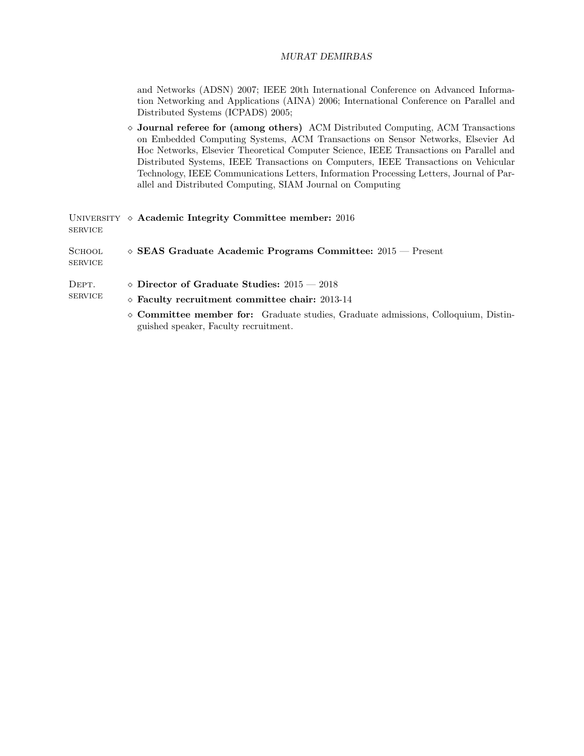and Networks (ADSN) 2007; IEEE 20th International Conference on Advanced Information Networking and Applications (AINA) 2006; International Conference on Parallel and Distributed Systems (ICPADS) 2005;

- ◇ **Journal referee for (among others)** ACM Distributed Computing, ACM Transactions on Embedded Computing Systems, ACM Transactions on Sensor Networks, Elsevier Ad Hoc Networks, Elsevier Theoretical Computer Science, IEEE Transactions on Parallel and Distributed Systems, IEEE Transactions on Computers, IEEE Transactions on Vehicular Technology, IEEE Communications Letters, Information Processing Letters, Journal of Parallel and Distributed Computing, SIAM Journal on Computing

## University service

- ◇ **Academic Integrity Committee member:** 2016

## School service

- ◇ **SEAS Graduate Academic Programs Committee:** 2015 — Present

## Dept. service

- ◇ **Director of Graduate Studies:** 2015 — 2018
- ◇ **Faculty recruitment committee chair:** 2013-14
- ◇ **Committee member for:** Graduate studies, Graduate admissions, Colloquium, Distinguished speaker, Faculty recruitment.